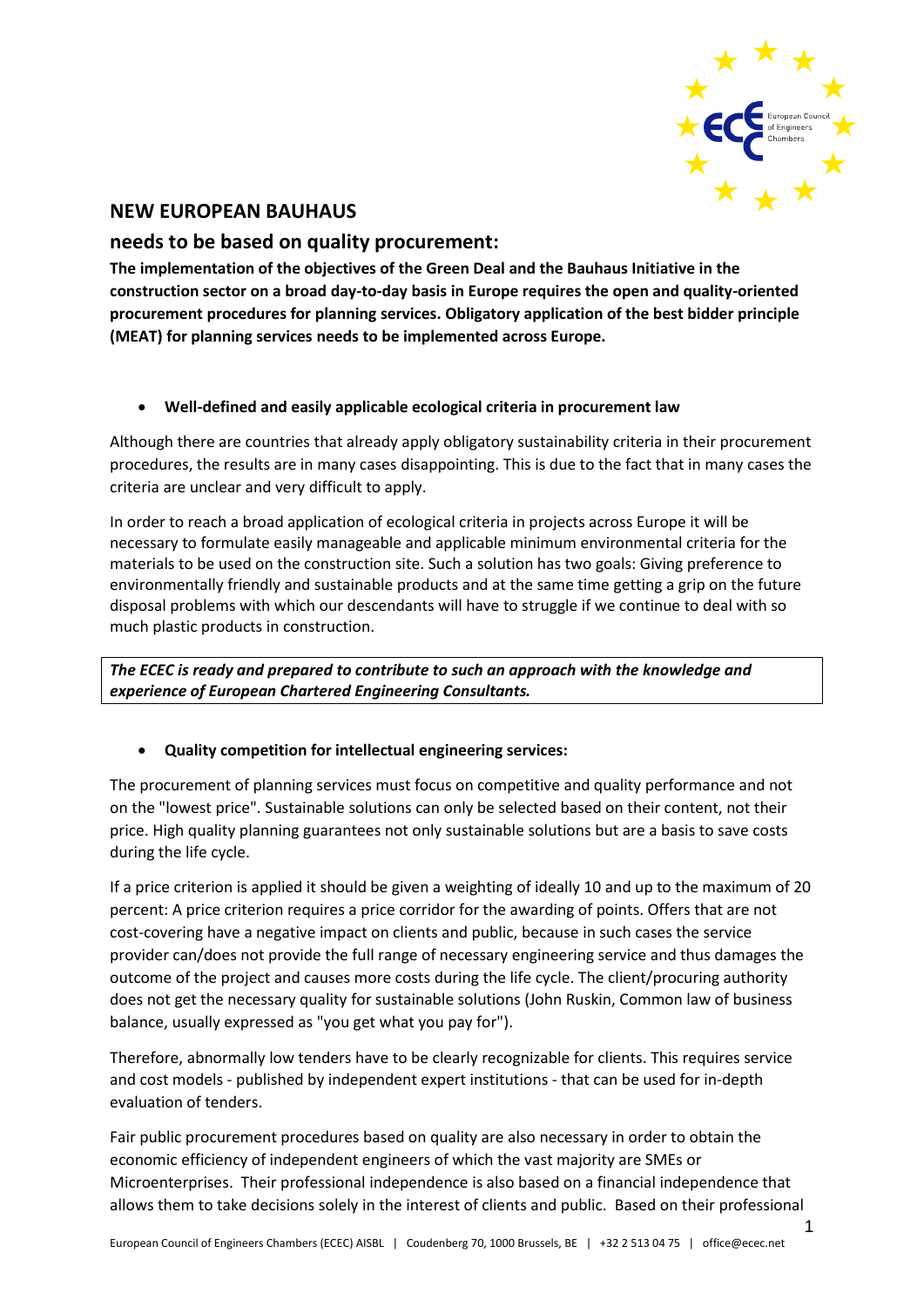# NEW EUROPEAN BAUHAUS

## needs to be based on quality procurement:

**The implementation of the objectives of the Green Deal and the Bauhaus Initiative in the construction sector on a broad day-to-day basis in Europe requires the open and quality-oriented procurement procedures for planning services. Obligatory application of the best bidder principle (MEAT) for planning services needs to be implemented across Europe.**

- **Well-defined and easily applicable ecological criteria in procurement law**

Although there are countries that already apply obligatory sustainability criteria in their procurement procedures, the results are in many cases disappointing. This is due to the fact that in many cases the criteria are unclear and very difficult to apply.

In order to reach a broad application of ecological criteria in projects across Europe it will be necessary to formulate easily manageable and applicable minimum environmental criteria for the materials to be used on the construction site. Such a solution has two goals: Giving preference to environmentally friendly and sustainable products and at the same time getting a grip on the future disposal problems with which our descendants will have to struggle if we continue to deal with so much plastic products in construction.

***The ECEC is ready and prepared to contribute to such an approach with the knowledge and experience of European Chartered Engineering Consultants.***

- **Quality competition for intellectual engineering services:**

The procurement of planning services must focus on competitive and quality performance and not on the "lowest price". Sustainable solutions can only be selected based on their content, not their price. High quality planning guarantees not only sustainable solutions but are a basis to save costs during the life cycle.

If a price criterion is applied it should be given a weighting of ideally 10 and up to the maximum of 20 percent: A price criterion requires a price corridor for the awarding of points. Offers that are not cost-covering have a negative impact on clients and public, because in such cases the service provider can/does not provide the full range of necessary engineering service and thus damages the outcome of the project and causes more costs during the life cycle. The client/procuring authority does not get the necessary quality for sustainable solutions (John Ruskin, Common law of business balance, usually expressed as "you get what you pay for").

Therefore, abnormally low tenders have to be clearly recognizable for clients. This requires service and cost models - published by independent expert institutions - that can be used for in-depth evaluation of tenders.

Fair public procurement procedures based on quality are also necessary in order to obtain the economic efficiency of independent engineers of which the vast majority are SMEs or Microenterprises. Their professional independence is also based on a financial independence that allows them to take decisions solely in the interest of clients and public. Based on their professional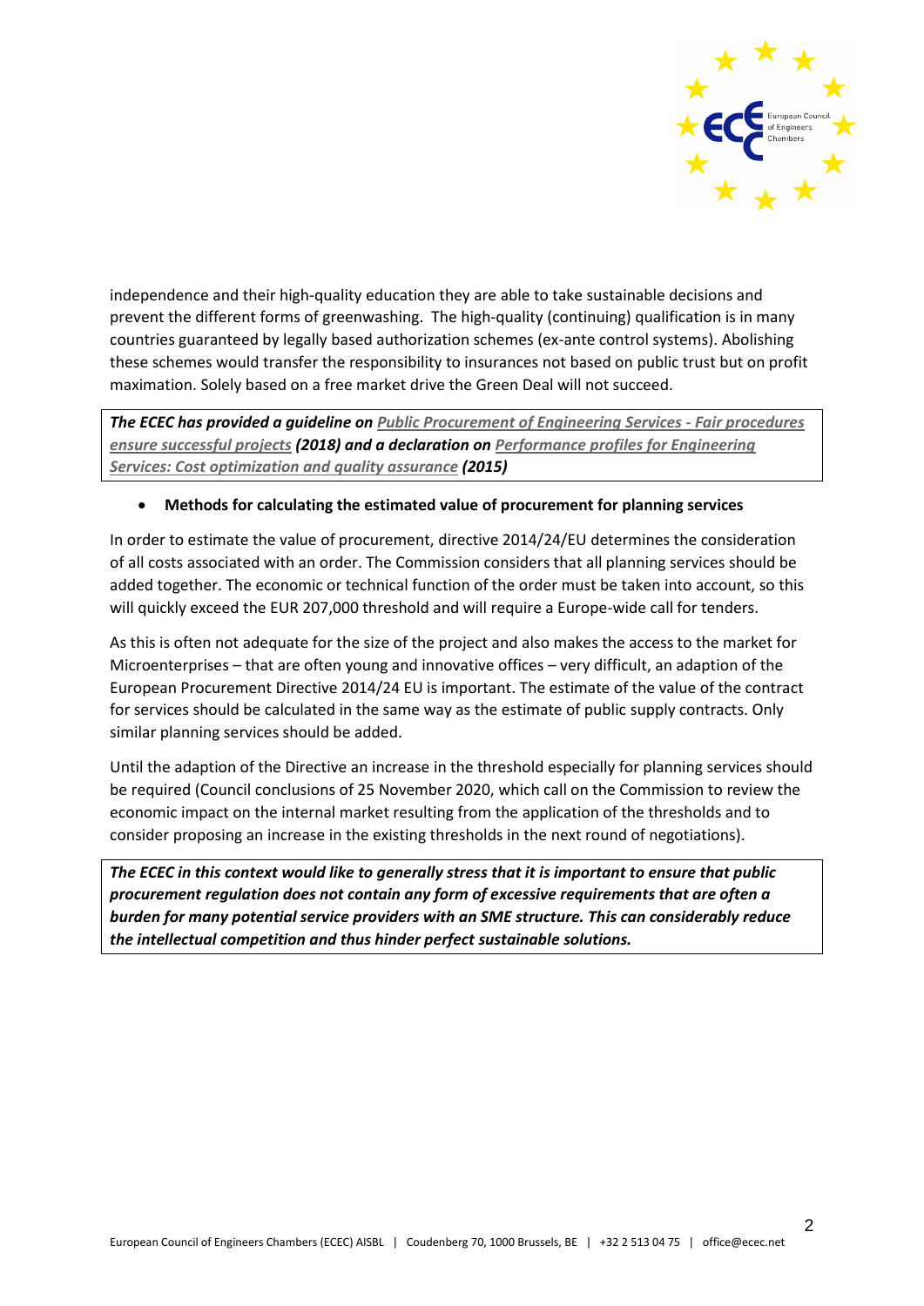independence and their high-quality education they are able to take sustainable decisions and prevent the different forms of greenwashing. The high-quality (continuing) qualification is in many countries guaranteed by legally based authorization schemes (ex-ante control systems). Abolishing these schemes would transfer the responsibility to insurances not based on public trust but on profit maximation. Solely based on a free market drive the Green Deal will not succeed.

***The ECEC has provided a guideline on Public Procurement of Engineering Services - Fair procedures ensure successful projects (2018) and a declaration on Performance profiles for Engineering Services: Cost optimization and quality assurance (2015)***

- **Methods for calculating the estimated value of procurement for planning services**

In order to estimate the value of procurement, directive 2014/24/EU determines the consideration of all costs associated with an order. The Commission considers that all planning services should be added together. The economic or technical function of the order must be taken into account, so this will quickly exceed the EUR 207,000 threshold and will require a Europe-wide call for tenders.

As this is often not adequate for the size of the project and also makes the access to the market for Microenterprises – that are often young and innovative offices – very difficult, an adaption of the European Procurement Directive 2014/24 EU is important. The estimate of the value of the contract for services should be calculated in the same way as the estimate of public supply contracts. Only similar planning services should be added.

Until the adaption of the Directive an increase in the threshold especially for planning services should be required (Council conclusions of 25 November 2020, which call on the Commission to review the economic impact on the internal market resulting from the application of the thresholds and to consider proposing an increase in the existing thresholds in the next round of negotiations).

***The ECEC in this context would like to generally stress that it is important to ensure that public procurement regulation does not contain any form of excessive requirements that are often a burden for many potential service providers with an SME structure. This can considerably reduce the intellectual competition and thus hinder perfect sustainable solutions.***